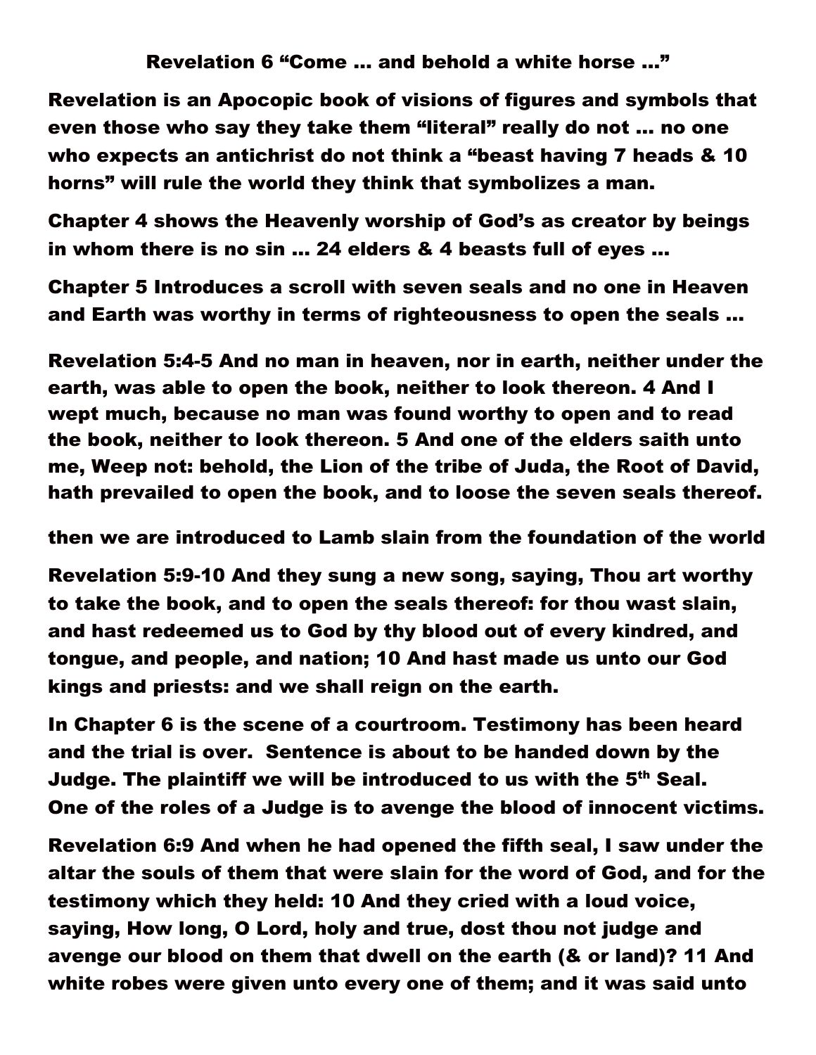# Revelation 6 "Come … and behold a white horse …"

**Revelation is an Apocopic book of visions of figures and symbols that even those who say they take them "literal" really do not … no one who expects an antichrist do not think a "beast having 7 heads & 10 horns" will rule the world they think that symbolizes a man.**

**Chapter 4 shows the Heavenly worship of God's as creator by beings in whom there is no sin … 24 elders & 4 beasts full of eyes …**

**Chapter 5 Introduces a scroll with seven seals and no one in Heaven and Earth was worthy in terms of righteousness to open the seals …**

**Revelation 5:4-5 And no man in heaven, nor in earth, neither under the earth, was able to open the book, neither to look thereon. 4 And I wept much, because no man was found worthy to open and to read the book, neither to look thereon. 5 And one of the elders saith unto me, Weep not: behold, the Lion of the tribe of Juda, the Root of David, hath prevailed to open the book, and to loose the seven seals thereof.**

**then we are introduced to Lamb slain from the foundation of the world**

**Revelation 5:9-10 And they sung a new song, saying, Thou art worthy to take the book, and to open the seals thereof: for thou wast slain, and hast redeemed us to God by thy blood out of every kindred, and tongue, and people, and nation; 10 And hast made us unto our God kings and priests: and we shall reign on the earth.**

**In Chapter 6 is the scene of a courtroom. Testimony has been heard and the trial is over. Sentence is about to be handed down by the Judge. The plaintiff we will be introduced to us with the 5th Seal. One of the roles of a Judge is to avenge the blood of innocent victims.**

**Revelation 6:9 And when he had opened the fifth seal, I saw under the altar the souls of them that were slain for the word of God, and for the testimony which they held: 10 And they cried with a loud voice, saying, How long, O Lord, holy and true, dost thou not judge and avenge our blood on them that dwell on the earth (& or land)? 11 And white robes were given unto every one of them; and it was said unto**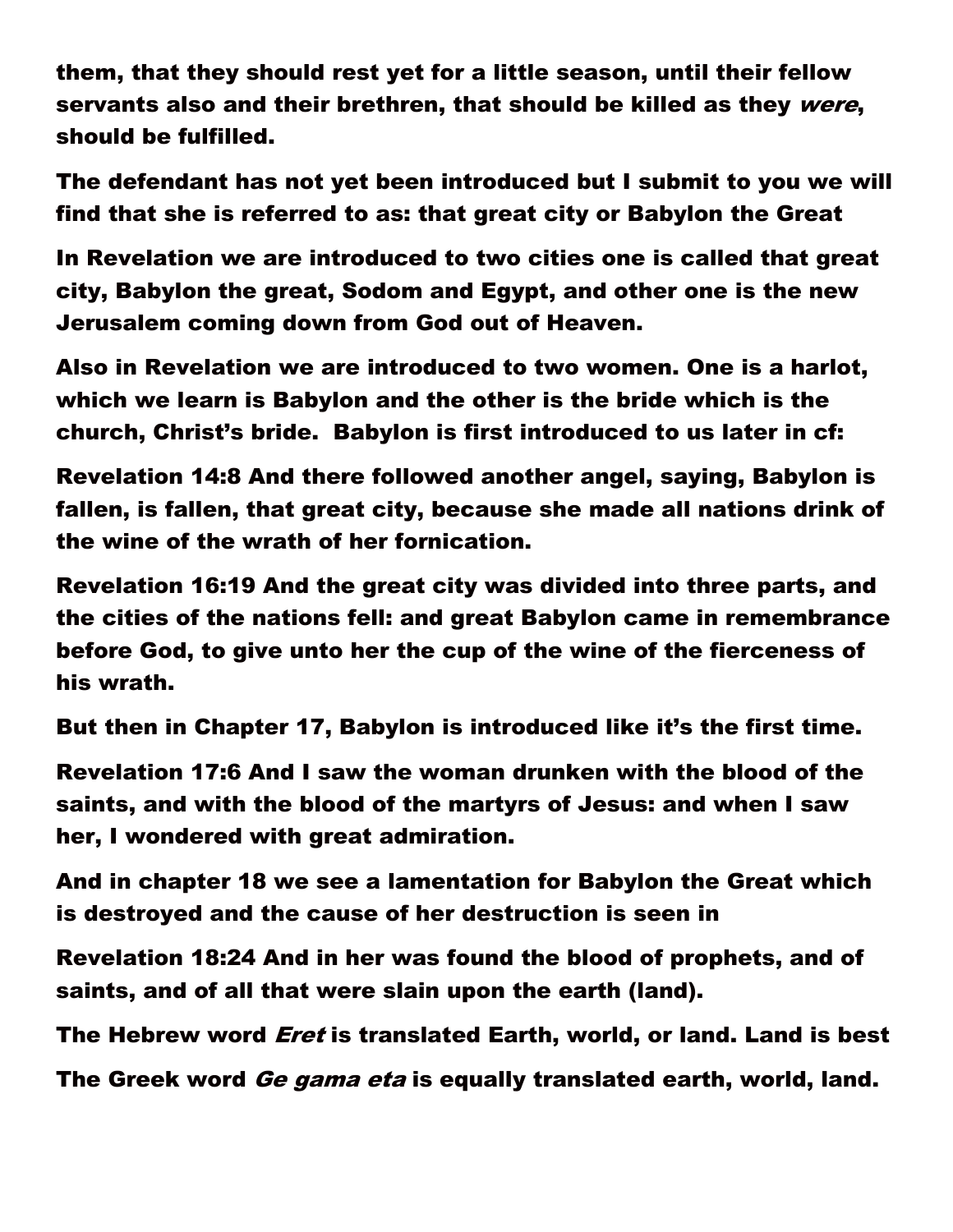**them, that they should rest yet for a little season, until their fellow servants also and their brethren, that should be killed as they *were*, should be fulfilled.**

**The defendant has not yet been introduced but I submit to you we will find that she is referred to as: that great city or Babylon the Great**

**In Revelation we are introduced to two cities one is called that great city, Babylon the great, Sodom and Egypt, and other one is the new Jerusalem coming down from God out of Heaven.**

**Also in Revelation we are introduced to two women. One is a harlot, which we learn is Babylon and the other is the bride which is the church, Christ's bride. Babylon is first introduced to us later in cf:**

**Revelation 14:8 And there followed another angel, saying, Babylon is fallen, is fallen, that great city, because she made all nations drink of the wine of the wrath of her fornication.**

**Revelation 16:19 And the great city was divided into three parts, and the cities of the nations fell: and great Babylon came in remembrance before God, to give unto her the cup of the wine of the fierceness of his wrath.**

**But then in Chapter 17, Babylon is introduced like it's the first time.**

**Revelation 17:6 And I saw the woman drunken with the blood of the saints, and with the blood of the martyrs of Jesus: and when I saw her, I wondered with great admiration.**

**And in chapter 18 we see a lamentation for Babylon the Great which is destroyed and the cause of her destruction is seen in**

**Revelation 18:24 And in her was found the blood of prophets, and of saints, and of all that were slain upon the earth (land).**

**The Hebrew word *Eret* is translated Earth, world, or land. Land is best**

**The Greek word *Ge gama eta* is equally translated earth, world, land.**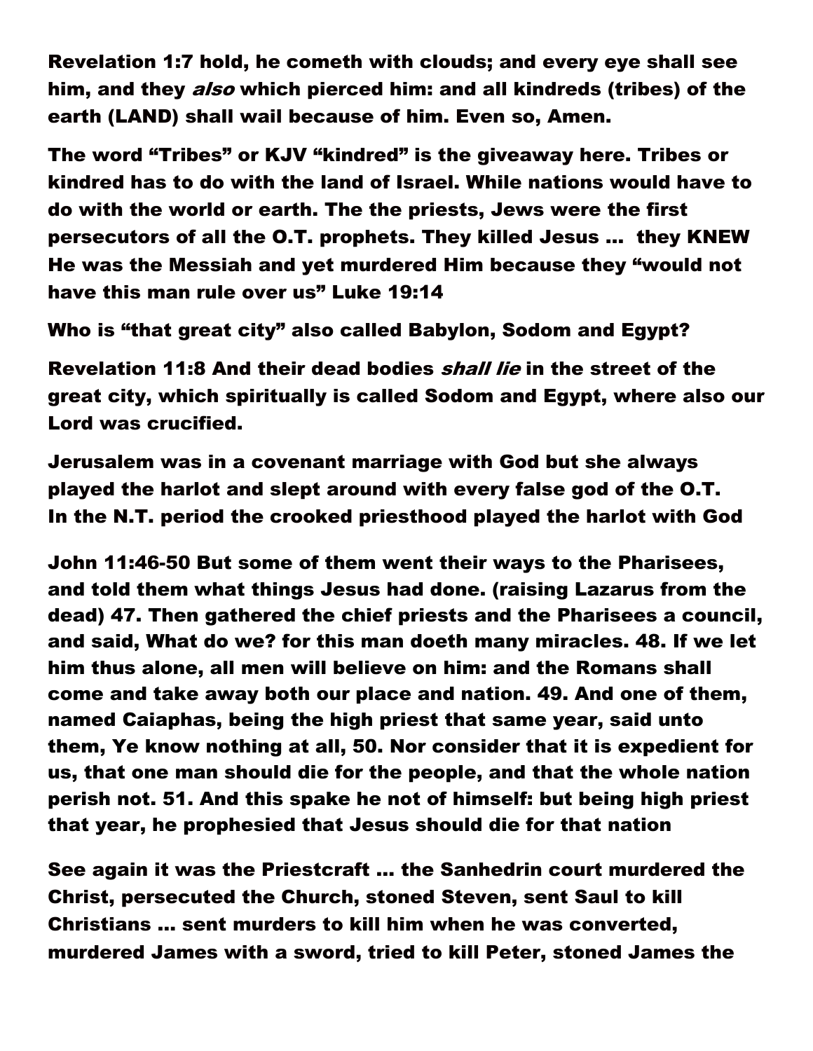**Revelation 1:7 hold, he cometh with clouds; and every eye shall see him, and they *also* which pierced him: and all kindreds (tribes) of the earth (LAND) shall wail because of him. Even so, Amen.**

**The word "Tribes" or KJV "kindred" is the giveaway here. Tribes or kindred has to do with the land of Israel. While nations would have to do with the world or earth. The the priests, Jews were the first persecutors of all the O.T. prophets. They killed Jesus … they KNEW He was the Messiah and yet murdered Him because they "would not have this man rule over us" Luke 19:14**

**Who is "that great city" also called Babylon, Sodom and Egypt?**

**Revelation 11:8 And their dead bodies *shall lie* in the street of the great city, which spiritually is called Sodom and Egypt, where also our Lord was crucified.**

**Jerusalem was in a covenant marriage with God but she always played the harlot and slept around with every false god of the O.T. In the N.T. period the crooked priesthood played the harlot with God**

**John 11:46-50 But some of them went their ways to the Pharisees, and told them what things Jesus had done. (raising Lazarus from the dead) 47. Then gathered the chief priests and the Pharisees a council, and said, What do we? for this man doeth many miracles. 48. If we let him thus alone, all men will believe on him: and the Romans shall come and take away both our place and nation. 49. And one of them, named Caiaphas, being the high priest that same year, said unto them, Ye know nothing at all, 50. Nor consider that it is expedient for us, that one man should die for the people, and that the whole nation perish not. 51. And this spake he not of himself: but being high priest that year, he prophesied that Jesus should die for that nation**

**See again it was the Priestcraft … the Sanhedrin court murdered the Christ, persecuted the Church, stoned Steven, sent Saul to kill Christians … sent murders to kill him when he was converted, murdered James with a sword, tried to kill Peter, stoned James the**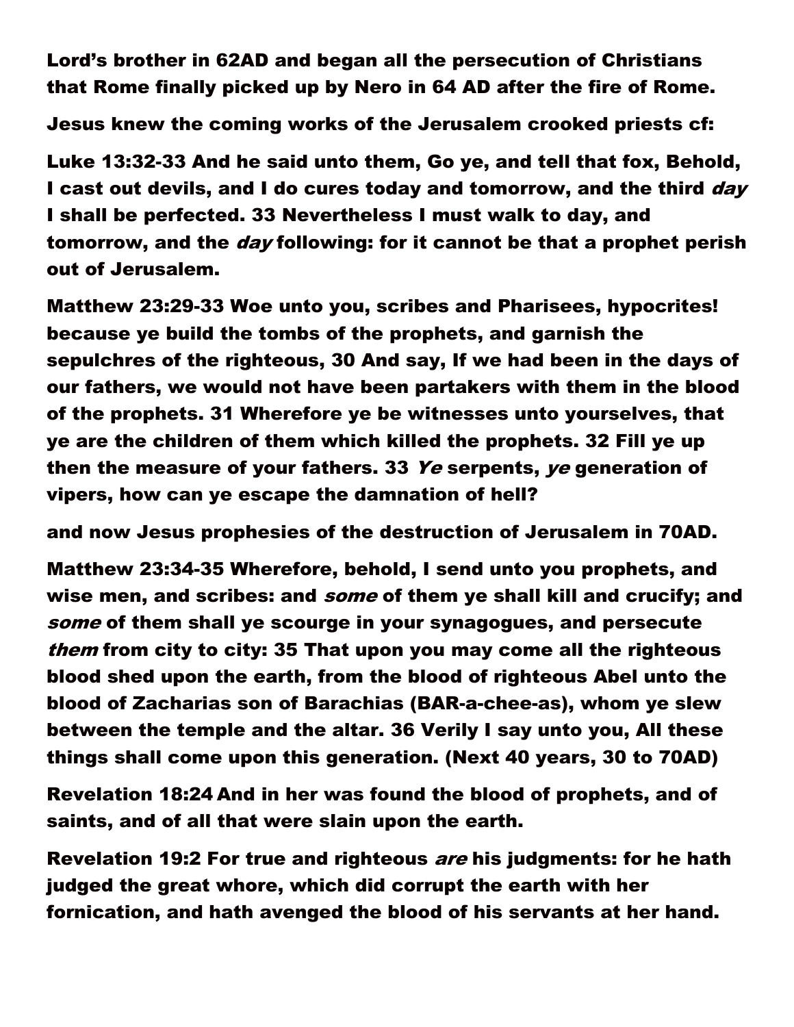**Lord's brother in 62AD and began all the persecution of Christians that Rome finally picked up by Nero in 64 AD after the fire of Rome.**

**Jesus knew the coming works of the Jerusalem crooked priests cf:**

**Luke 13:32-33 And he said unto them, Go ye, and tell that fox, Behold, I cast out devils, and I do cures today and tomorrow, and the third *day* I shall be perfected. 33 Nevertheless I must walk to day, and tomorrow, and the *day* following: for it cannot be that a prophet perish out of Jerusalem.**

**Matthew 23:29-33 Woe unto you, scribes and Pharisees, hypocrites! because ye build the tombs of the prophets, and garnish the sepulchres of the righteous, 30 And say, If we had been in the days of our fathers, we would not have been partakers with them in the blood of the prophets. 31 Wherefore ye be witnesses unto yourselves, that ye are the children of them which killed the prophets. 32 Fill ye up then the measure of your fathers. 33 *Ye* serpents, *ye* generation of vipers, how can ye escape the damnation of hell?**

**and now Jesus prophesies of the destruction of Jerusalem in 70AD.**

**Matthew 23:34-35 Wherefore, behold, I send unto you prophets, and wise men, and scribes: and *some* of them ye shall kill and crucify; and *some* of them shall ye scourge in your synagogues, and persecute *them* from city to city: 35 That upon you may come all the righteous blood shed upon the earth, from the blood of righteous Abel unto the blood of Zacharias son of Barachias (BAR-a-chee-as), whom ye slew between the temple and the altar. 36 Verily I say unto you, All these things shall come upon this generation. (Next 40 years, 30 to 70AD)**

**Revelation 18:24 And in her was found the blood of prophets, and of saints, and of all that were slain upon the earth.**

**Revelation 19:2 For true and righteous *are* his judgments: for he hath judged the great whore, which did corrupt the earth with her fornication, and hath avenged the blood of his servants at her hand.**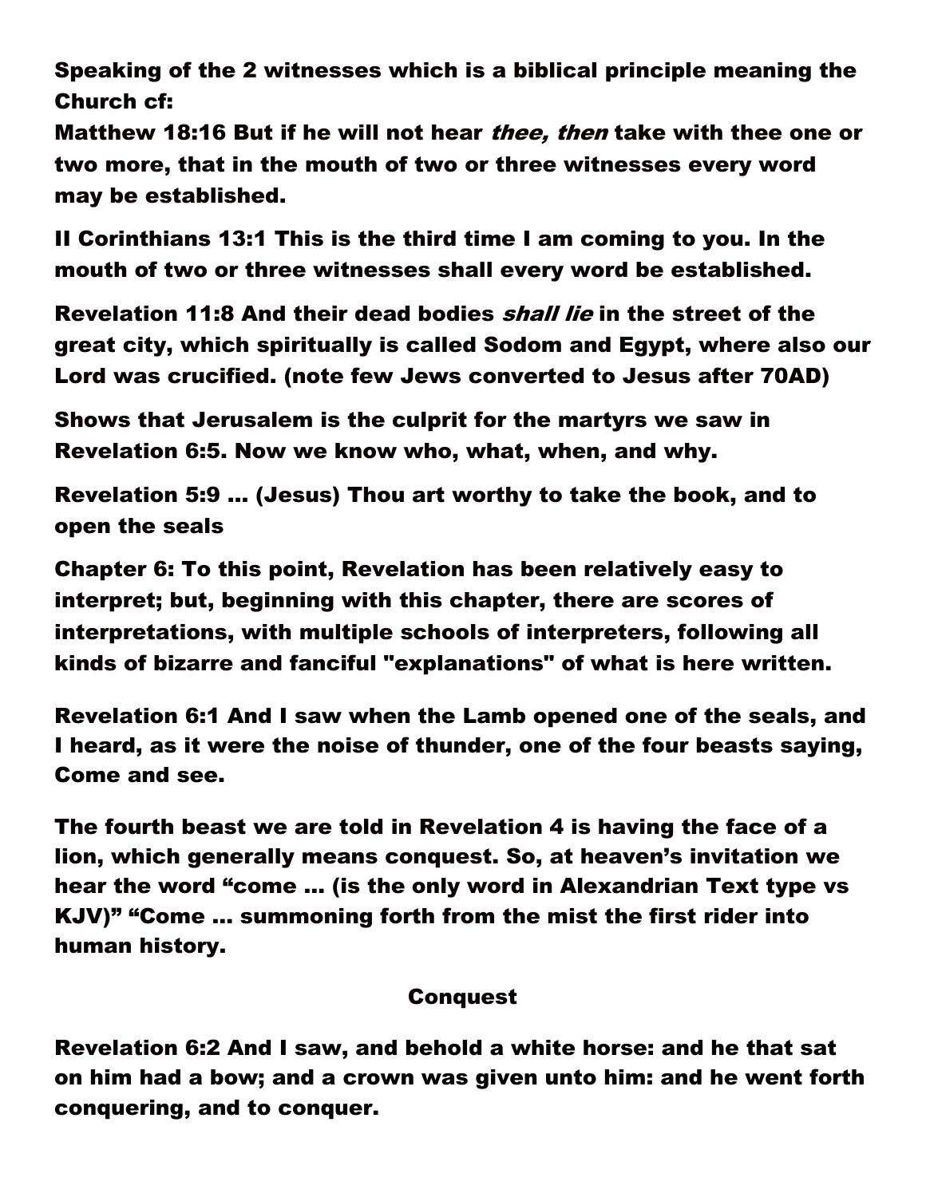**Speaking of the 2 witnesses which is a biblical principle meaning the Church cf:**

**Matthew 18:16 But if he will not hear *thee, then* take with thee one or two more, that in the mouth of two or three witnesses every word may be established.**

**II Corinthians 13:1 This is the third time I am coming to you. In the mouth of two or three witnesses shall every word be established.**

**Revelation 11:8 And their dead bodies *shall lie* in the street of the great city, which spiritually is called Sodom and Egypt, where also our Lord was crucified. (note few Jews converted to Jesus after 70AD)**

**Shows that Jerusalem is the culprit for the martyrs we saw in Revelation 6:5. Now we know who, what, when, and why.**

**Revelation 5:9 … (Jesus) Thou art worthy to take the book, and to open the seals**

**Chapter 6: To this point, Revelation has been relatively easy to interpret; but, beginning with this chapter, there are scores of interpretations, with multiple schools of interpreters, following all kinds of bizarre and fanciful "explanations" of what is here written.**

**Revelation 6:1 And I saw when the Lamb opened one of the seals, and I heard, as it were the noise of thunder, one of the four beasts saying, Come and see.**

**The fourth beast we are told in Revelation 4 is having the face of a lion, which generally means conquest. So, at heaven's invitation we hear the word "come … (is the only word in Alexandrian Text type vs KJV)" "Come … summoning forth from the mist the first rider into human history.**

## Conquest

**Revelation 6:2 And I saw, and behold a white horse: and he that sat on him had a bow; and a crown was given unto him: and he went forth conquering, and to conquer.**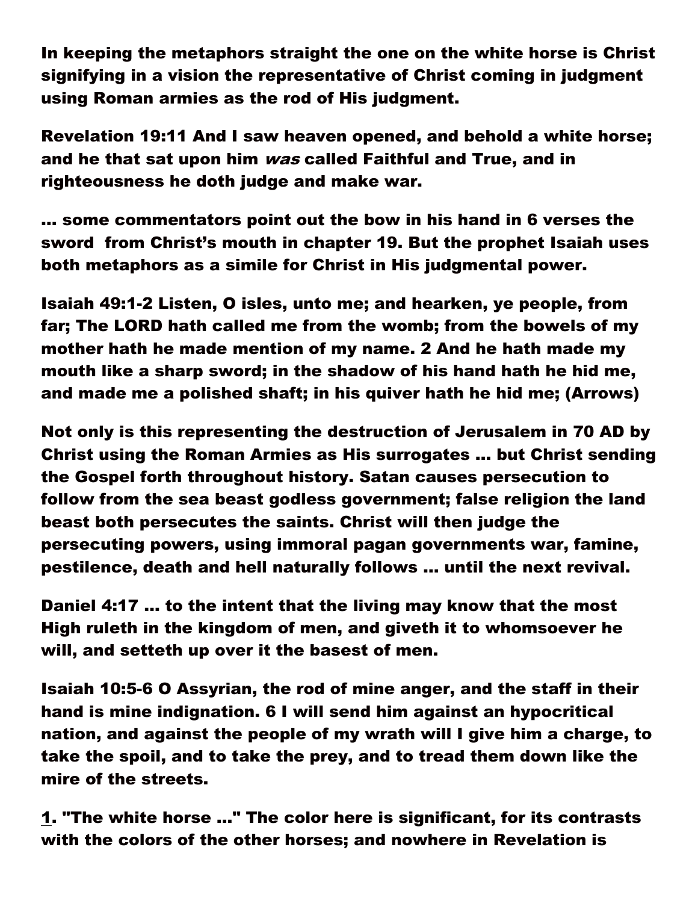**In keeping the metaphors straight the one on the white horse is Christ signifying in a vision the representative of Christ coming in judgment using Roman armies as the rod of His judgment.**

**Revelation 19:11 And I saw heaven opened, and behold a white horse; and he that sat upon him *was* called Faithful and True, and in righteousness he doth judge and make war.**

**… some commentators point out the bow in his hand in 6 verses the sword from Christ's mouth in chapter 19. But the prophet Isaiah uses both metaphors as a simile for Christ in His judgmental power.**

**Isaiah 49:1-2 Listen, O isles, unto me; and hearken, ye people, from far; The LORD hath called me from the womb; from the bowels of my mother hath he made mention of my name. 2 And he hath made my mouth like a sharp sword; in the shadow of his hand hath he hid me, and made me a polished shaft; in his quiver hath he hid me; (Arrows)**

**Not only is this representing the destruction of Jerusalem in 70 AD by Christ using the Roman Armies as His surrogates … but Christ sending the Gospel forth throughout history. Satan causes persecution to follow from the sea beast godless government; false religion the land beast both persecutes the saints. Christ will then judge the persecuting powers, using immoral pagan governments war, famine, pestilence, death and hell naturally follows … until the next revival.**

**Daniel 4:17 … to the intent that the living may know that the most High ruleth in the kingdom of men, and giveth it to whomsoever he will, and setteth up over it the basest of men.**

**Isaiah 10:5-6 O Assyrian, the rod of mine anger, and the staff in their hand is mine indignation. 6 I will send him against an hypocritical nation, and against the people of my wrath will I give him a charge, to take the spoil, and to take the prey, and to tread them down like the mire of the streets.**

**1. "The white horse …" The color here is significant, for its contrasts with the colors of the other horses; and nowhere in Revelation is**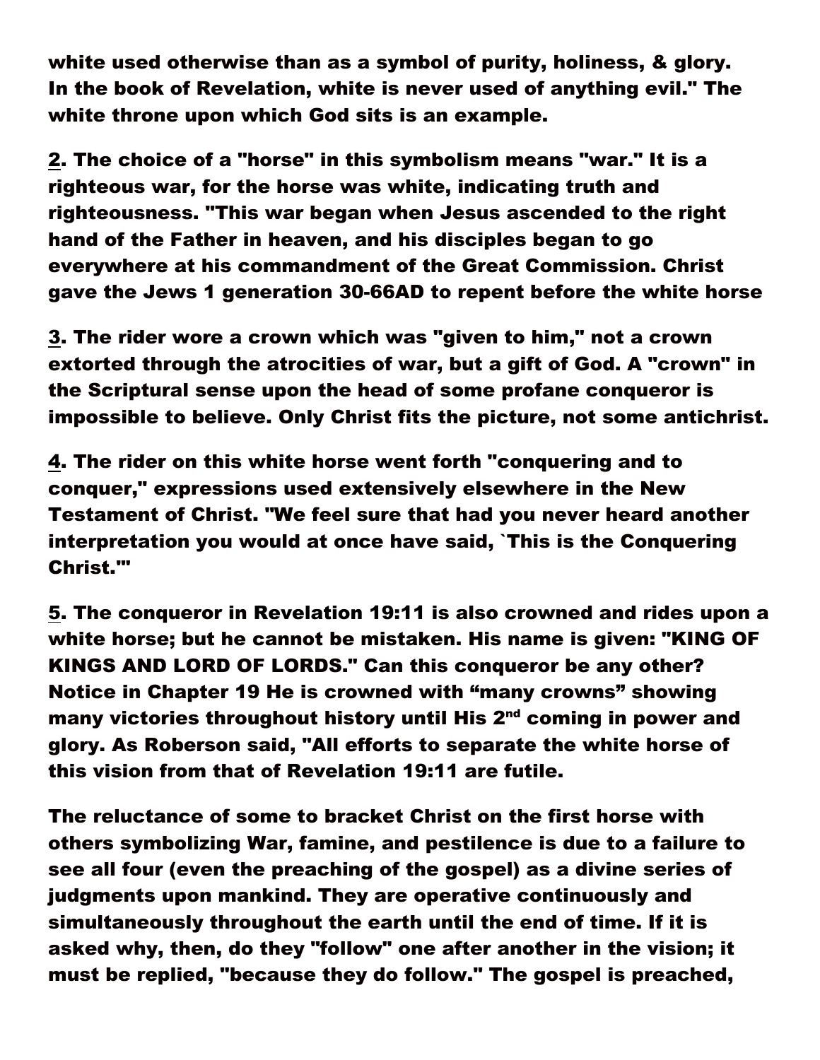**white used otherwise than as a symbol of purity, holiness, & glory. In the book of Revelation, white is never used of anything evil." The white throne upon which God sits is an example.**

**2. The choice of a "horse" in this symbolism means "war." It is a righteous war, for the horse was white, indicating truth and righteousness. "This war began when Jesus ascended to the right hand of the Father in heaven, and his disciples began to go everywhere at his commandment of the Great Commission. Christ gave the Jews 1 generation 30-66AD to repent before the white horse**

**3. The rider wore a crown which was "given to him," not a crown extorted through the atrocities of war, but a gift of God. A "crown" in the Scriptural sense upon the head of some profane conqueror is impossible to believe. Only Christ fits the picture, not some antichrist.**

**4. The rider on this white horse went forth "conquering and to conquer," expressions used extensively elsewhere in the New Testament of Christ. "We feel sure that had you never heard another interpretation you would at once have said, `This is the Conquering Christ.'"**

**5. The conqueror in Revelation 19:11 is also crowned and rides upon a white horse; but he cannot be mistaken. His name is given: "KING OF KINGS AND LORD OF LORDS." Can this conqueror be any other? Notice in Chapter 19 He is crowned with "many crowns" showing many victories throughout history until His 2nd coming in power and glory. As Roberson said, "All efforts to separate the white horse of this vision from that of Revelation 19:11 are futile.**

**The reluctance of some to bracket Christ on the first horse with others symbolizing War, famine, and pestilence is due to a failure to see all four (even the preaching of the gospel) as a divine series of judgments upon mankind. They are operative continuously and simultaneously throughout the earth until the end of time. If it is asked why, then, do they "follow" one after another in the vision; it must be replied, "because they do follow." The gospel is preached,**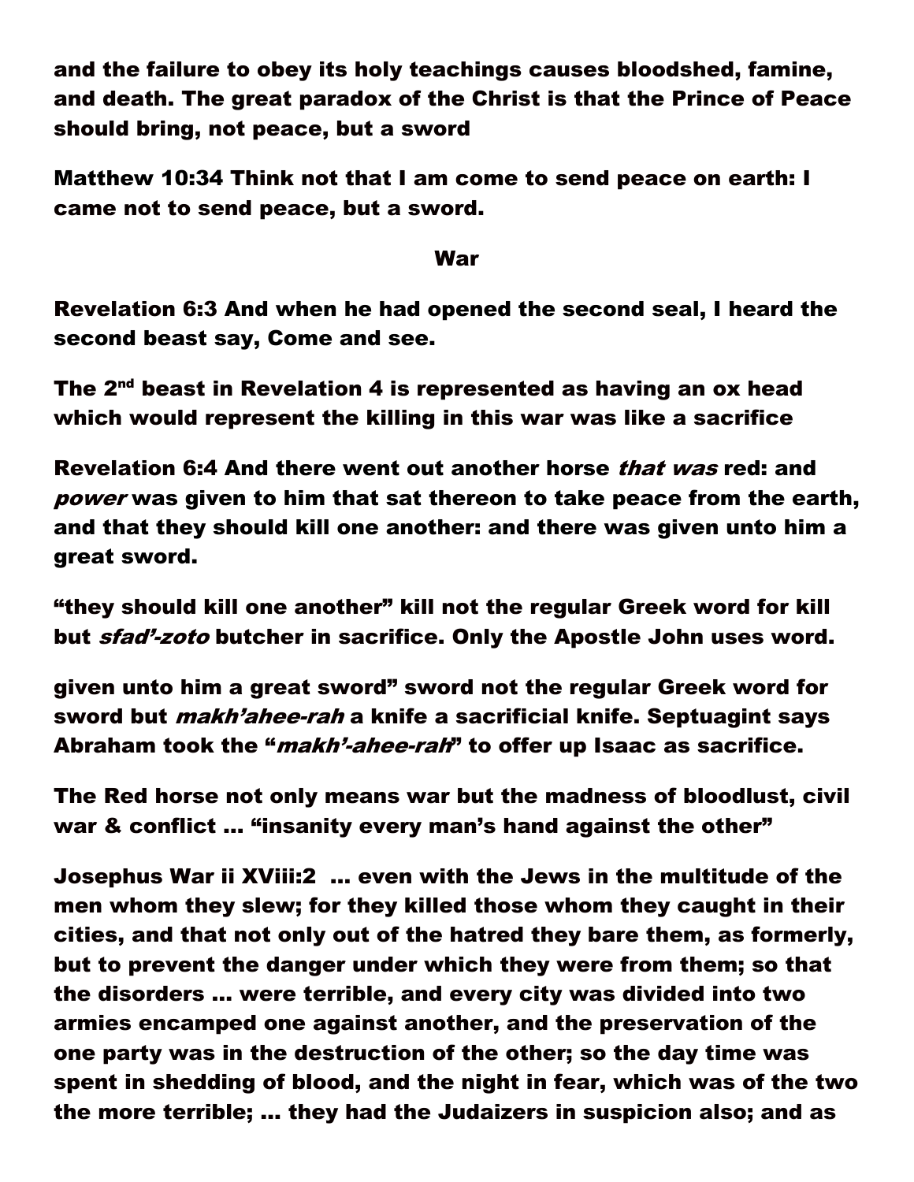**and the failure to obey its holy teachings causes bloodshed, famine, and death. The great paradox of the Christ is that the Prince of Peace should bring, not peace, but a sword**

**Matthew 10:34 Think not that I am come to send peace on earth: I came not to send peace, but a sword.**

## War

**Revelation 6:3 And when he had opened the second seal, I heard the second beast say, Come and see.**

**The 2nd beast in Revelation 4 is represented as having an ox head which would represent the killing in this war was like a sacrifice**

**Revelation 6:4 And there went out another horse *that was* red: and *power* was given to him that sat thereon to take peace from the earth, and that they should kill one another: and there was given unto him a great sword.**

**"they should kill one another" kill not the regular Greek word for kill but *sfad'-zoto* butcher in sacrifice. Only the Apostle John uses word.**

**given unto him a great sword" sword not the regular Greek word for sword but *makh'ahee-rah* a knife a sacrificial knife. Septuagint says Abraham took the "*makh'-ahee-rah*" to offer up Isaac as sacrifice.**

**The Red horse not only means war but the madness of bloodlust, civil war & conflict … "insanity every man's hand against the other"**

**Josephus War ii XViii:2 … even with the Jews in the multitude of the men whom they slew; for they killed those whom they caught in their cities, and that not only out of the hatred they bare them, as formerly, but to prevent the danger under which they were from them; so that the disorders … were terrible, and every city was divided into two armies encamped one against another, and the preservation of the one party was in the destruction of the other; so the day time was spent in shedding of blood, and the night in fear, which was of the two the more terrible; … they had the Judaizers in suspicion also; and as**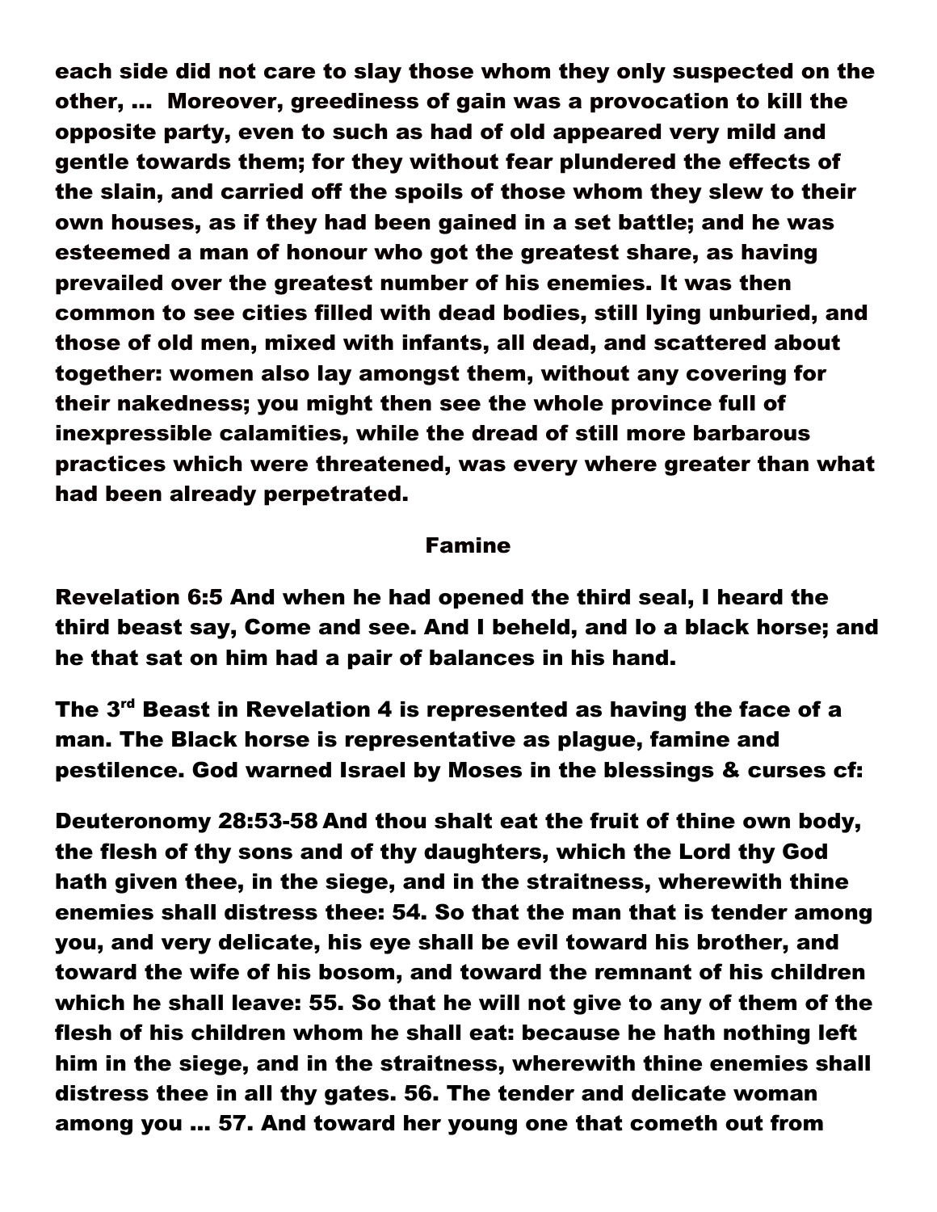**each side did not care to slay those whom they only suspected on the other, … Moreover, greediness of gain was a provocation to kill the opposite party, even to such as had of old appeared very mild and gentle towards them; for they without fear plundered the effects of the slain, and carried off the spoils of those whom they slew to their own houses, as if they had been gained in a set battle; and he was esteemed a man of honour who got the greatest share, as having prevailed over the greatest number of his enemies. It was then common to see cities filled with dead bodies, still lying unburied, and those of old men, mixed with infants, all dead, and scattered about together: women also lay amongst them, without any covering for their nakedness; you might then see the whole province full of inexpressible calamities, while the dread of still more barbarous practices which were threatened, was every where greater than what had been already perpetrated.**

## Famine

**Revelation 6:5 And when he had opened the third seal, I heard the third beast say, Come and see. And I beheld, and lo a black horse; and he that sat on him had a pair of balances in his hand.**

**The 3rd Beast in Revelation 4 is represented as having the face of a man. The Black horse is representative as plague, famine and pestilence. God warned Israel by Moses in the blessings & curses cf:**

**Deuteronomy 28:53-58 And thou shalt eat the fruit of thine own body, the flesh of thy sons and of thy daughters, which the Lord thy God hath given thee, in the siege, and in the straitness, wherewith thine enemies shall distress thee: 54. So that the man that is tender among you, and very delicate, his eye shall be evil toward his brother, and toward the wife of his bosom, and toward the remnant of his children which he shall leave: 55. So that he will not give to any of them of the flesh of his children whom he shall eat: because he hath nothing left him in the siege, and in the straitness, wherewith thine enemies shall distress thee in all thy gates. 56. The tender and delicate woman among you … 57. And toward her young one that cometh out from**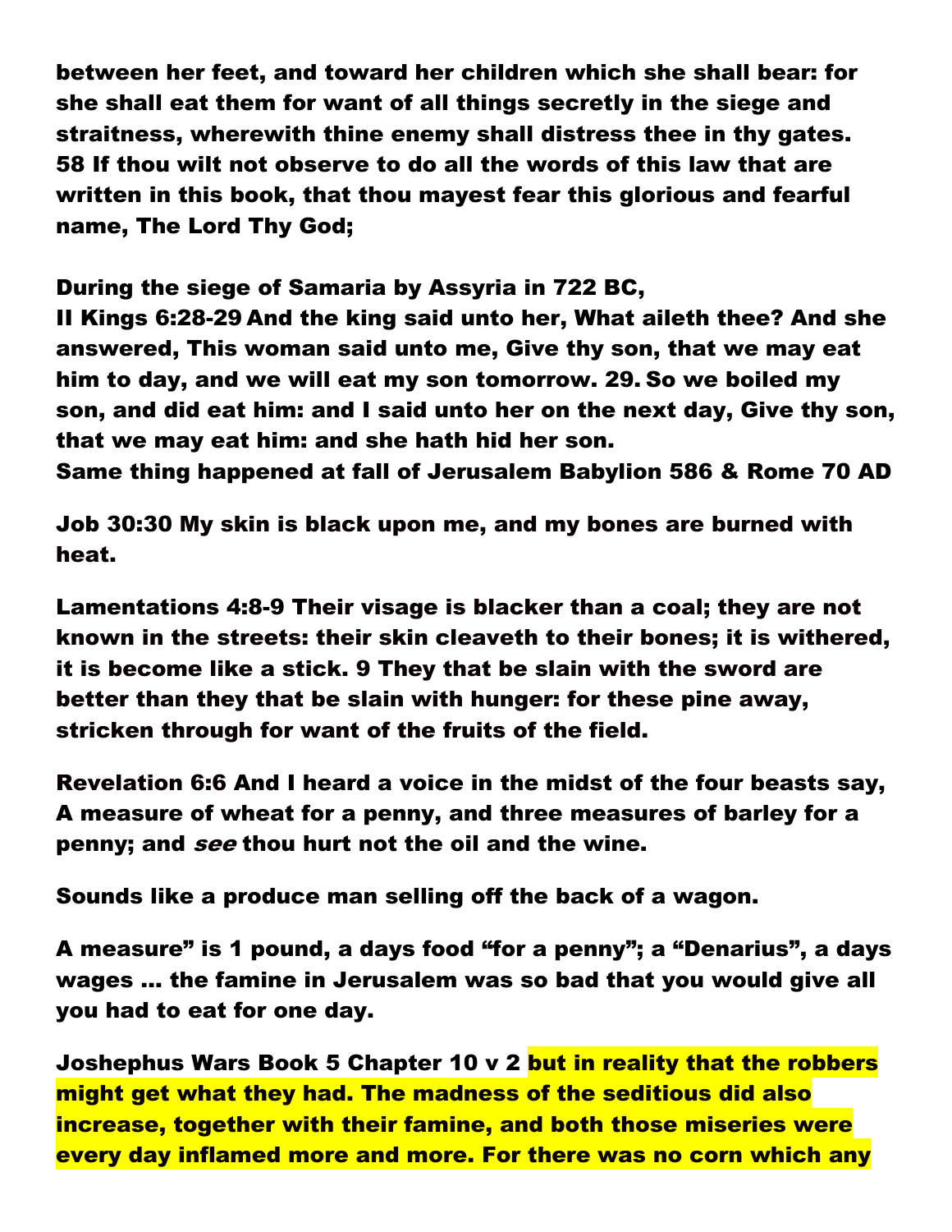**between her feet, and toward her children which she shall bear: for she shall eat them for want of all things secretly in the siege and straitness, wherewith thine enemy shall distress thee in thy gates. 58 If thou wilt not observe to do all the words of this law that are written in this book, that thou mayest fear this glorious and fearful name, The Lord Thy God;**

**During the siege of Samaria by Assyria in 722 BC,**
**II Kings 6:28-29 And the king said unto her, What aileth thee? And she answered, This woman said unto me, Give thy son, that we may eat him to day, and we will eat my son tomorrow. 29. So we boiled my son, and did eat him: and I said unto her on the next day, Give thy son, that we may eat him: and she hath hid her son.**
**Same thing happened at fall of Jerusalem Babylion 586 & Rome 70 AD**

**Job 30:30 My skin is black upon me, and my bones are burned with heat.**

**Lamentations 4:8-9 Their visage is blacker than a coal; they are not known in the streets: their skin cleaveth to their bones; it is withered, it is become like a stick. 9 They that be slain with the sword are better than they that be slain with hunger: for these pine away, stricken through for want of the fruits of the field.**

**Revelation 6:6 And I heard a voice in the midst of the four beasts say, A measure of wheat for a penny, and three measures of barley for a penny; and *see* thou hurt not the oil and the wine.**

**Sounds like a produce man selling off the back of a wagon.**

**A measure" is 1 pound, a days food "for a penny"; a "Denarius", a days wages … the famine in Jerusalem was so bad that you would give all you had to eat for one day.**

**Joshephus Wars Book 5 Chapter 10 v 2 but in reality that the robbers might get what they had. The madness of the seditious did also increase, together with their famine, and both those miseries were every day inflamed more and more. For there was no corn which any**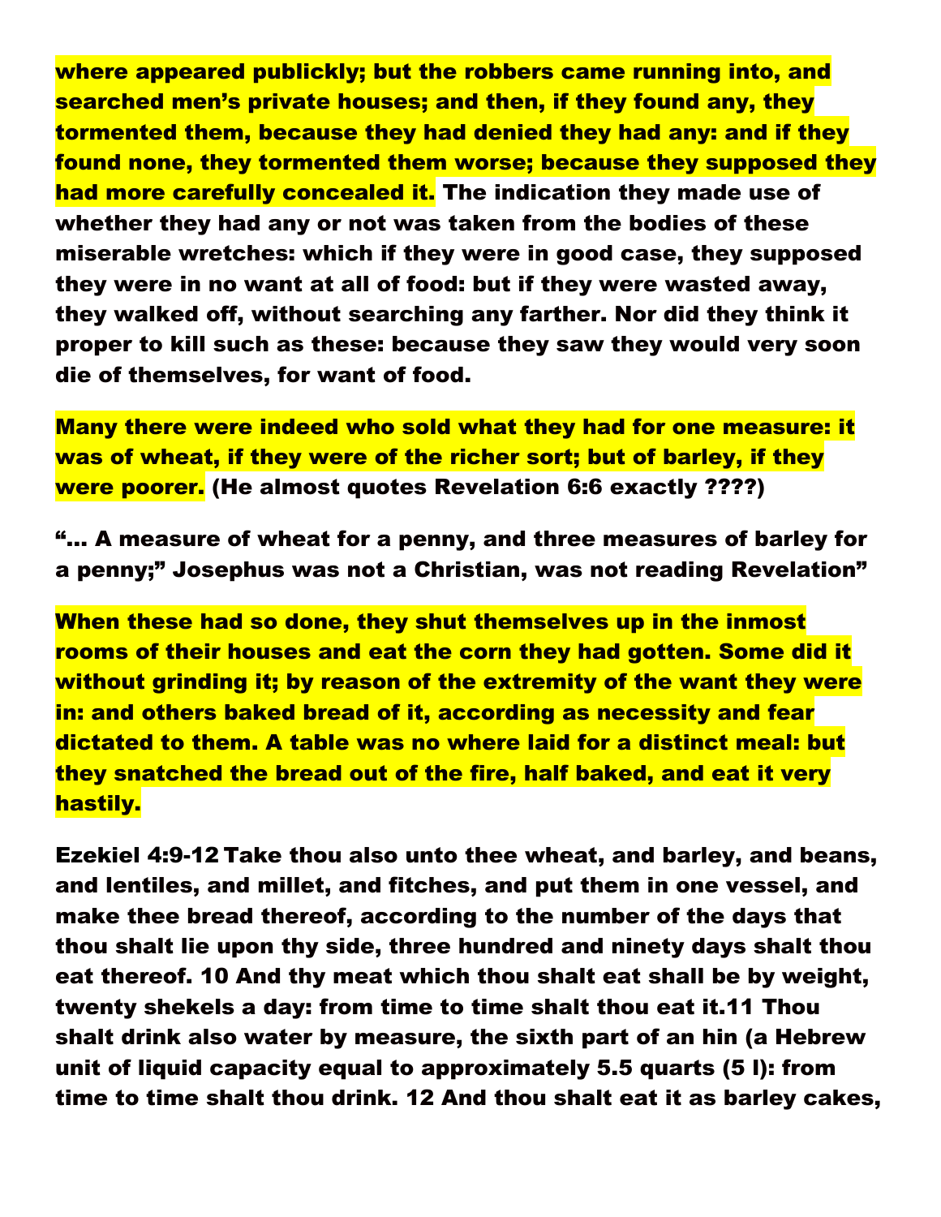**where appeared publickly; but the robbers came running into, and searched men's private houses; and then, if they found any, they tormented them, because they had denied they had any: and if they found none, they tormented them worse; because they supposed they had more carefully concealed it. The indication they made use of whether they had any or not was taken from the bodies of these miserable wretches: which if they were in good case, they supposed they were in no want at all of food: but if they were wasted away, they walked off, without searching any farther. Nor did they think it proper to kill such as these: because they saw they would very soon die of themselves, for want of food.**

**Many there were indeed who sold what they had for one measure: it was of wheat, if they were of the richer sort; but of barley, if they were poorer. (He almost quotes Revelation 6:6 exactly ????)**

**"… A measure of wheat for a penny, and three measures of barley for a penny;" Josephus was not a Christian, was not reading Revelation"**

**When these had so done, they shut themselves up in the inmost rooms of their houses and eat the corn they had gotten. Some did it without grinding it; by reason of the extremity of the want they were in: and others baked bread of it, according as necessity and fear dictated to them. A table was no where laid for a distinct meal: but they snatched the bread out of the fire, half baked, and eat it very hastily.**

**Ezekiel 4:9-12 Take thou also unto thee wheat, and barley, and beans, and lentiles, and millet, and fitches, and put them in one vessel, and make thee bread thereof, according to the number of the days that thou shalt lie upon thy side, three hundred and ninety days shalt thou eat thereof. 10 And thy meat which thou shalt eat shall be by weight, twenty shekels a day: from time to time shalt thou eat it.11 Thou shalt drink also water by measure, the sixth part of an hin (a Hebrew unit of liquid capacity equal to approximately 5.5 quarts (5 l): from time to time shalt thou drink. 12 And thou shalt eat it as barley cakes,**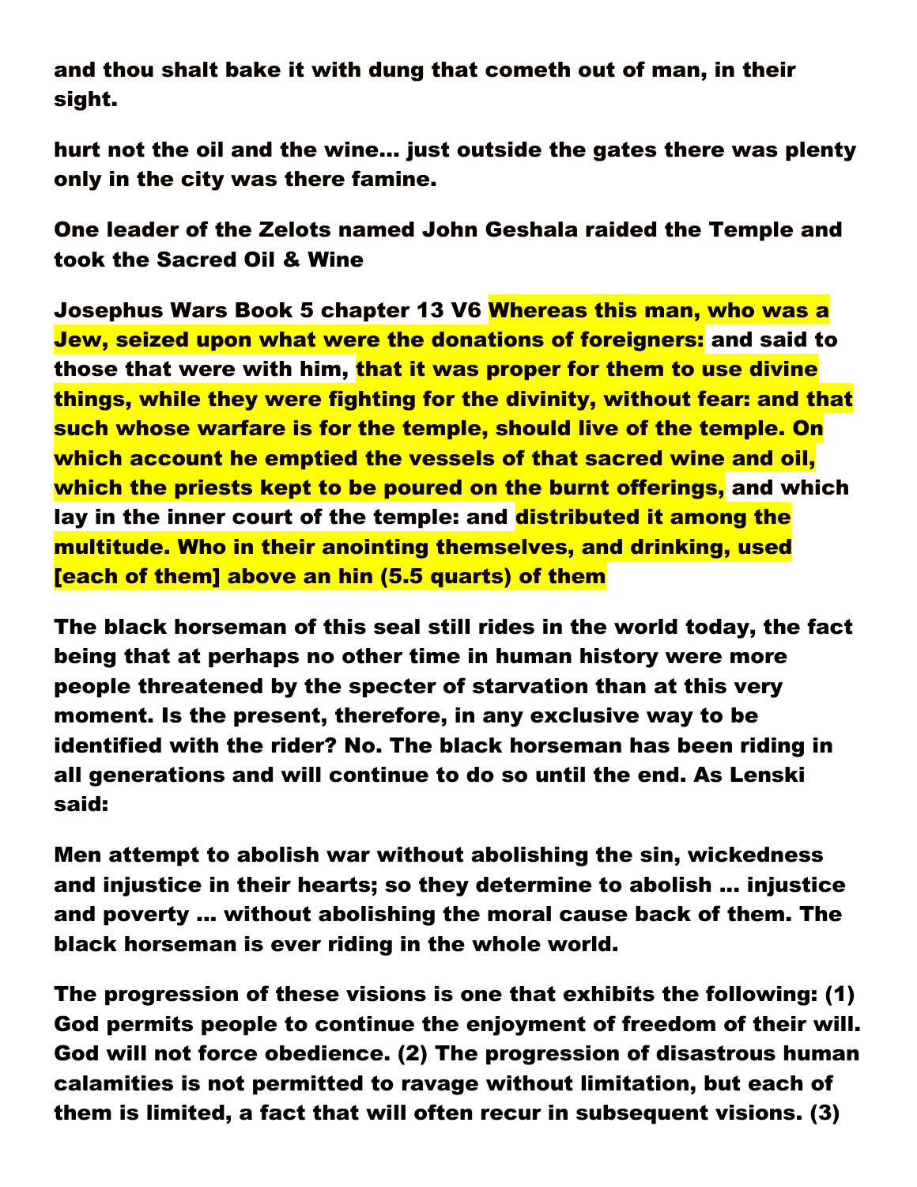**and thou shalt bake it with dung that cometh out of man, in their sight.**

**hurt not the oil and the wine... just outside the gates there was plenty only in the city was there famine.**

**One leader of the Zelots named John Geshala raided the Temple and took the Sacred Oil & Wine**

**Josephus Wars Book 5 chapter 13 V6 Whereas this man, who was a Jew, seized upon what were the donations of foreigners: and said to those that were with him, that it was proper for them to use divine things, while they were fighting for the divinity, without fear: and that such whose warfare is for the temple, should live of the temple. On which account he emptied the vessels of that sacred wine and oil, which the priests kept to be poured on the burnt offerings, and which lay in the inner court of the temple: and distributed it among the multitude. Who in their anointing themselves, and drinking, used [each of them] above an hin (5.5 quarts) of them**

**The black horseman of this seal still rides in the world today, the fact being that at perhaps no other time in human history were more people threatened by the specter of starvation than at this very moment. Is the present, therefore, in any exclusive way to be identified with the rider? No. The black horseman has been riding in all generations and will continue to do so until the end. As Lenski said:**

**Men attempt to abolish war without abolishing the sin, wickedness and injustice in their hearts; so they determine to abolish ... injustice and poverty ... without abolishing the moral cause back of them. The black horseman is ever riding in the whole world.**

**The progression of these visions is one that exhibits the following: (1) God permits people to continue the enjoyment of freedom of their will. God will not force obedience. (2) The progression of disastrous human calamities is not permitted to ravage without limitation, but each of them is limited, a fact that will often recur in subsequent visions. (3)**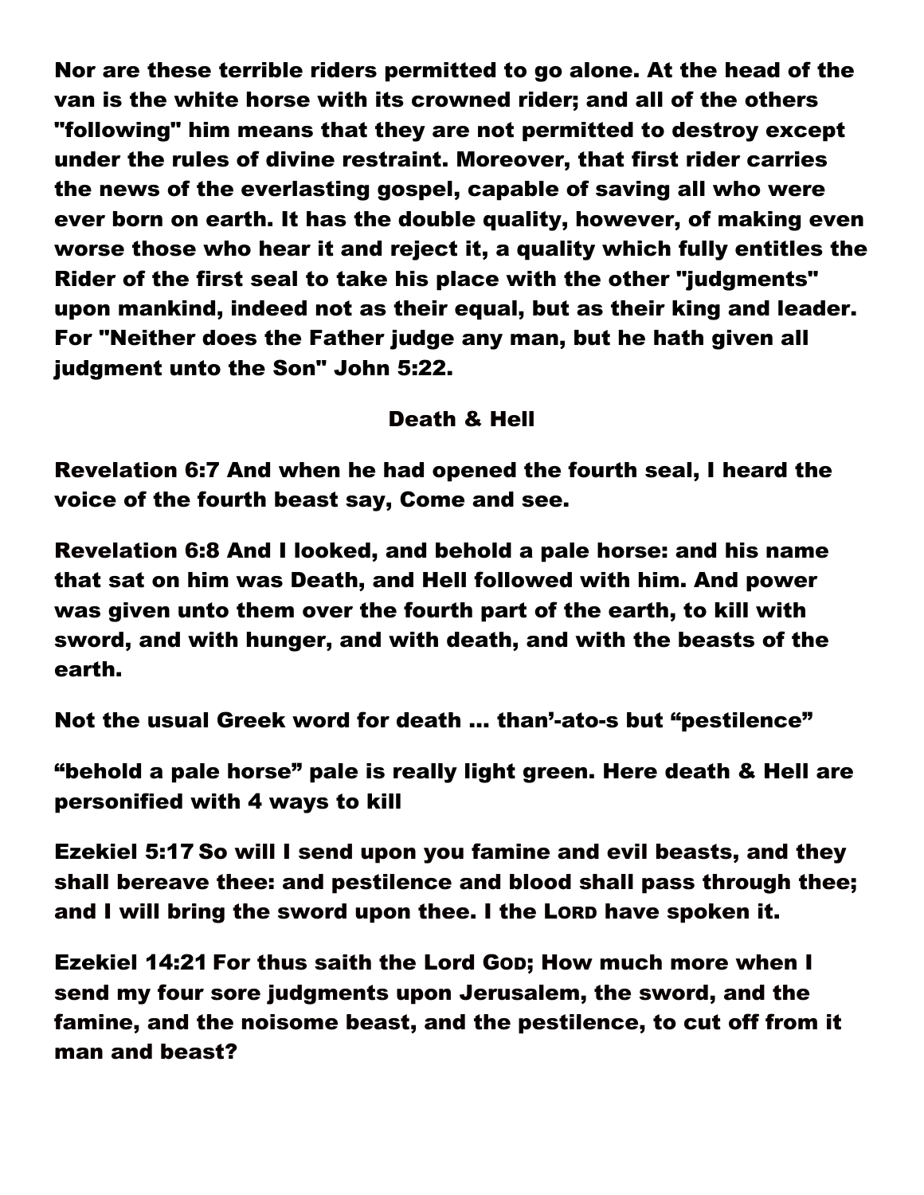Nor are these terrible riders permitted to go alone. At the head of the van is the white horse with its crowned rider; and all of the others "following" him means that they are not permitted to destroy except under the rules of divine restraint. Moreover, that first rider carries the news of the everlasting gospel, capable of saving all who were ever born on earth. It has the double quality, however, of making even worse those who hear it and reject it, a quality which fully entitles the Rider of the first seal to take his place with the other "judgments" upon mankind, indeed not as their equal, but as their king and leader. For "Neither does the Father judge any man, but he hath given all judgment unto the Son" John 5:22.

## Death & Hell

Revelation 6:7 And when he had opened the fourth seal, I heard the voice of the fourth beast say, Come and see.

Revelation 6:8 And I looked, and behold a pale horse: and his name that sat on him was Death, and Hell followed with him. And power was given unto them over the fourth part of the earth, to kill with sword, and with hunger, and with death, and with the beasts of the earth.

Not the usual Greek word for death … than'-ato-s but "pestilence"

"behold a pale horse" pale is really light green. Here death & Hell are personified with 4 ways to kill

Ezekiel 5:17 So will I send upon you famine and evil beasts, and they shall bereave thee: and pestilence and blood shall pass through thee; and I will bring the sword upon thee. I the LORD have spoken it.

Ezekiel 14:21 For thus saith the Lord GOD; How much more when I send my four sore judgments upon Jerusalem, the sword, and the famine, and the noisome beast, and the pestilence, to cut off from it man and beast?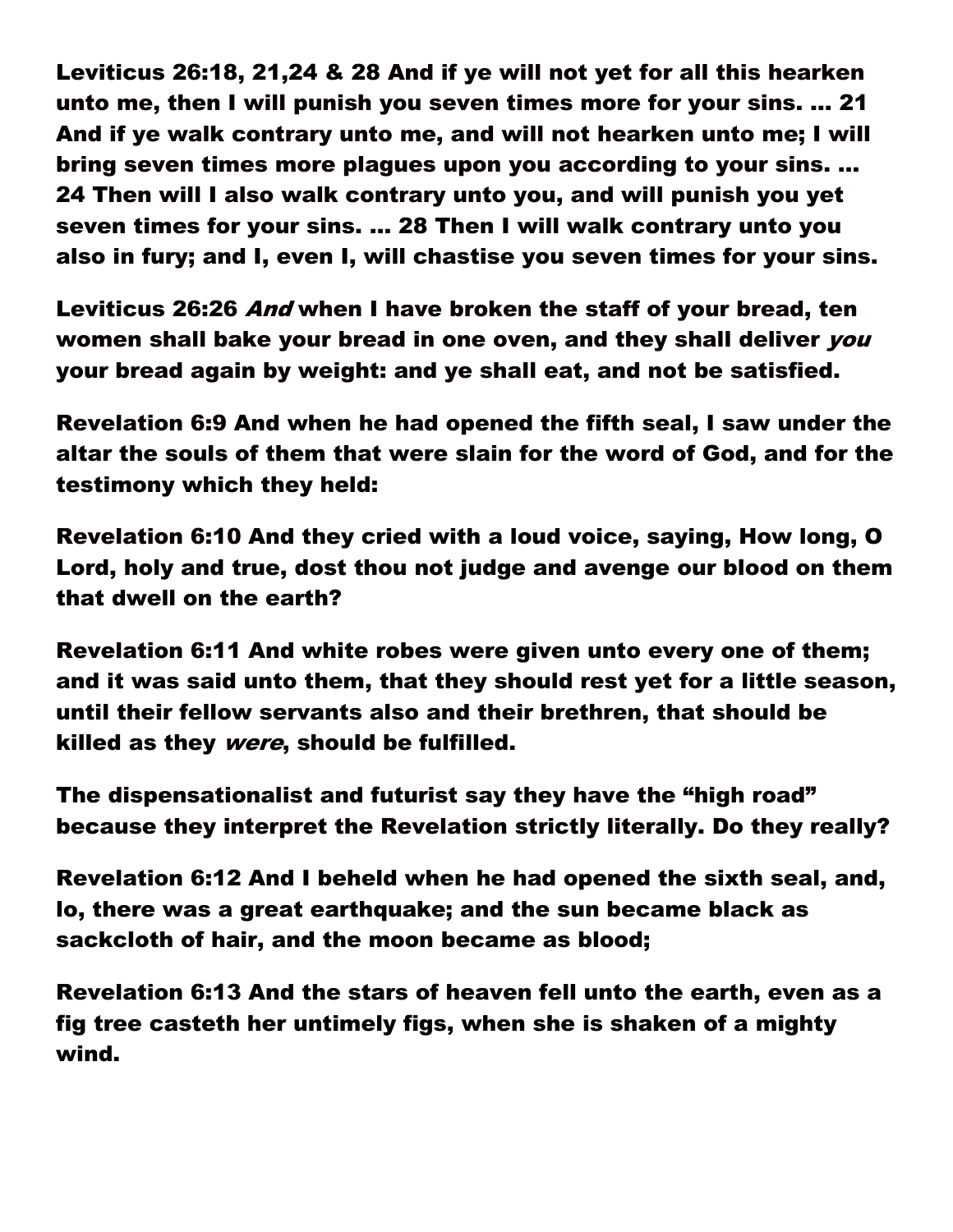**Leviticus 26:18, 21,24 & 28 And if ye will not yet for all this hearken unto me, then I will punish you seven times more for your sins. … 21 And if ye walk contrary unto me, and will not hearken unto me; I will bring seven times more plagues upon you according to your sins. … 24 Then will I also walk contrary unto you, and will punish you yet seven times for your sins. … 28 Then I will walk contrary unto you also in fury; and I, even I, will chastise you seven times for your sins.**

**Leviticus 26:26 *And* when I have broken the staff of your bread, ten women shall bake your bread in one oven, and they shall deliver *you* your bread again by weight: and ye shall eat, and not be satisfied.**

**Revelation 6:9 And when he had opened the fifth seal, I saw under the altar the souls of them that were slain for the word of God, and for the testimony which they held:**

**Revelation 6:10 And they cried with a loud voice, saying, How long, O Lord, holy and true, dost thou not judge and avenge our blood on them that dwell on the earth?**

**Revelation 6:11 And white robes were given unto every one of them; and it was said unto them, that they should rest yet for a little season, until their fellow servants also and their brethren, that should be killed as they *were*, should be fulfilled.**

**The dispensationalist and futurist say they have the "high road" because they interpret the Revelation strictly literally. Do they really?**

**Revelation 6:12 And I beheld when he had opened the sixth seal, and, lo, there was a great earthquake; and the sun became black as sackcloth of hair, and the moon became as blood;**

**Revelation 6:13 And the stars of heaven fell unto the earth, even as a fig tree casteth her untimely figs, when she is shaken of a mighty wind.**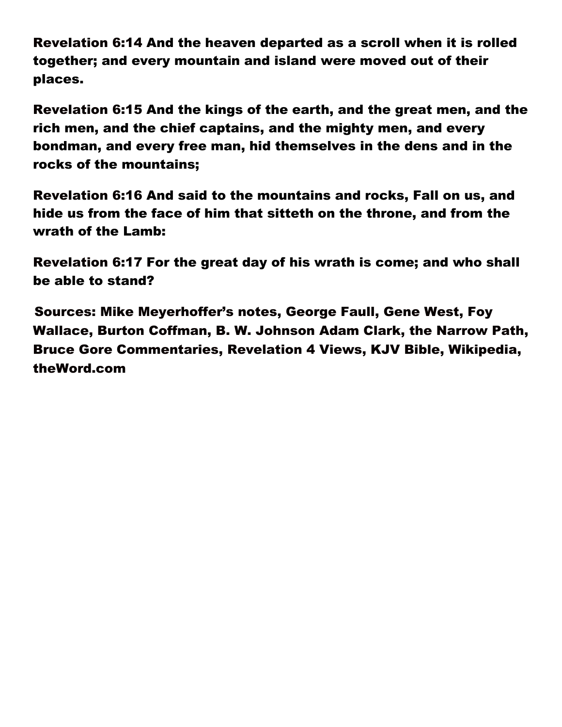**Revelation 6:14 And the heaven departed as a scroll when it is rolled together; and every mountain and island were moved out of their places.**

**Revelation 6:15 And the kings of the earth, and the great men, and the rich men, and the chief captains, and the mighty men, and every bondman, and every free man, hid themselves in the dens and in the rocks of the mountains;**

**Revelation 6:16 And said to the mountains and rocks, Fall on us, and hide us from the face of him that sitteth on the throne, and from the wrath of the Lamb:**

**Revelation 6:17 For the great day of his wrath is come; and who shall be able to stand?**

**Sources: Mike Meyerhoffer's notes, George Faull, Gene West, Foy Wallace, Burton Coffman, B. W. Johnson Adam Clark, the Narrow Path, Bruce Gore Commentaries, Revelation 4 Views, KJV Bible, Wikipedia, theWord.com**